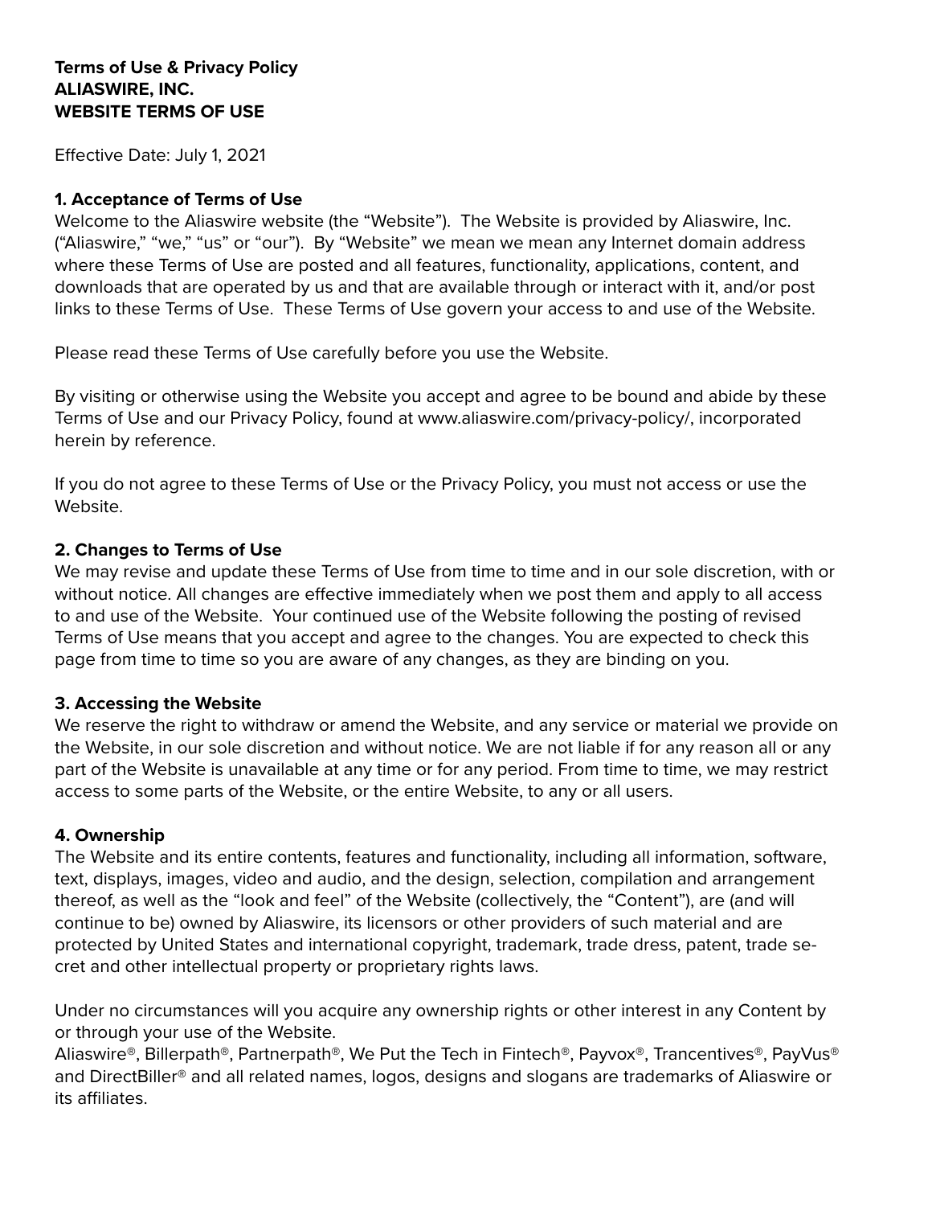**Terms of Use & Privacy Policy**
**ALIASWIRE, INC.**
**WEBSITE TERMS OF USE**

Effective Date: July 1, 2021

### 1. Acceptance of Terms of Use

Welcome to the Aliaswire website (the "Website"). The Website is provided by Aliaswire, Inc. ("Aliaswire," "we," "us" or "our"). By "Website" we mean we mean any Internet domain address where these Terms of Use are posted and all features, functionality, applications, content, and downloads that are operated by us and that are available through or interact with it, and/or post links to these Terms of Use. These Terms of Use govern your access to and use of the Website.

Please read these Terms of Use carefully before you use the Website.

By visiting or otherwise using the Website you accept and agree to be bound and abide by these Terms of Use and our Privacy Policy, found at www.aliaswire.com/privacy-policy/, incorporated herein by reference.

If you do not agree to these Terms of Use or the Privacy Policy, you must not access or use the Website.

### 2. Changes to Terms of Use

We may revise and update these Terms of Use from time to time and in our sole discretion, with or without notice. All changes are effective immediately when we post them and apply to all access to and use of the Website. Your continued use of the Website following the posting of revised Terms of Use means that you accept and agree to the changes. You are expected to check this page from time to time so you are aware of any changes, as they are binding on you.

### 3. Accessing the Website

We reserve the right to withdraw or amend the Website, and any service or material we provide on the Website, in our sole discretion and without notice. We are not liable if for any reason all or any part of the Website is unavailable at any time or for any period. From time to time, we may restrict access to some parts of the Website, or the entire Website, to any or all users.

### 4. Ownership

The Website and its entire contents, features and functionality, including all information, software, text, displays, images, video and audio, and the design, selection, compilation and arrangement thereof, as well as the "look and feel" of the Website (collectively, the "Content"), are (and will continue to be) owned by Aliaswire, its licensors or other providers of such material and are protected by United States and international copyright, trademark, trade dress, patent, trade secret and other intellectual property or proprietary rights laws.

Under no circumstances will you acquire any ownership rights or other interest in any Content by or through your use of the Website.
Aliaswire®, Billerpath®, Partnerpath®, We Put the Tech in Fintech®, Payvox®, Trancentives®, PayVus® and DirectBiller® and all related names, logos, designs and slogans are trademarks of Aliaswire or its affiliates.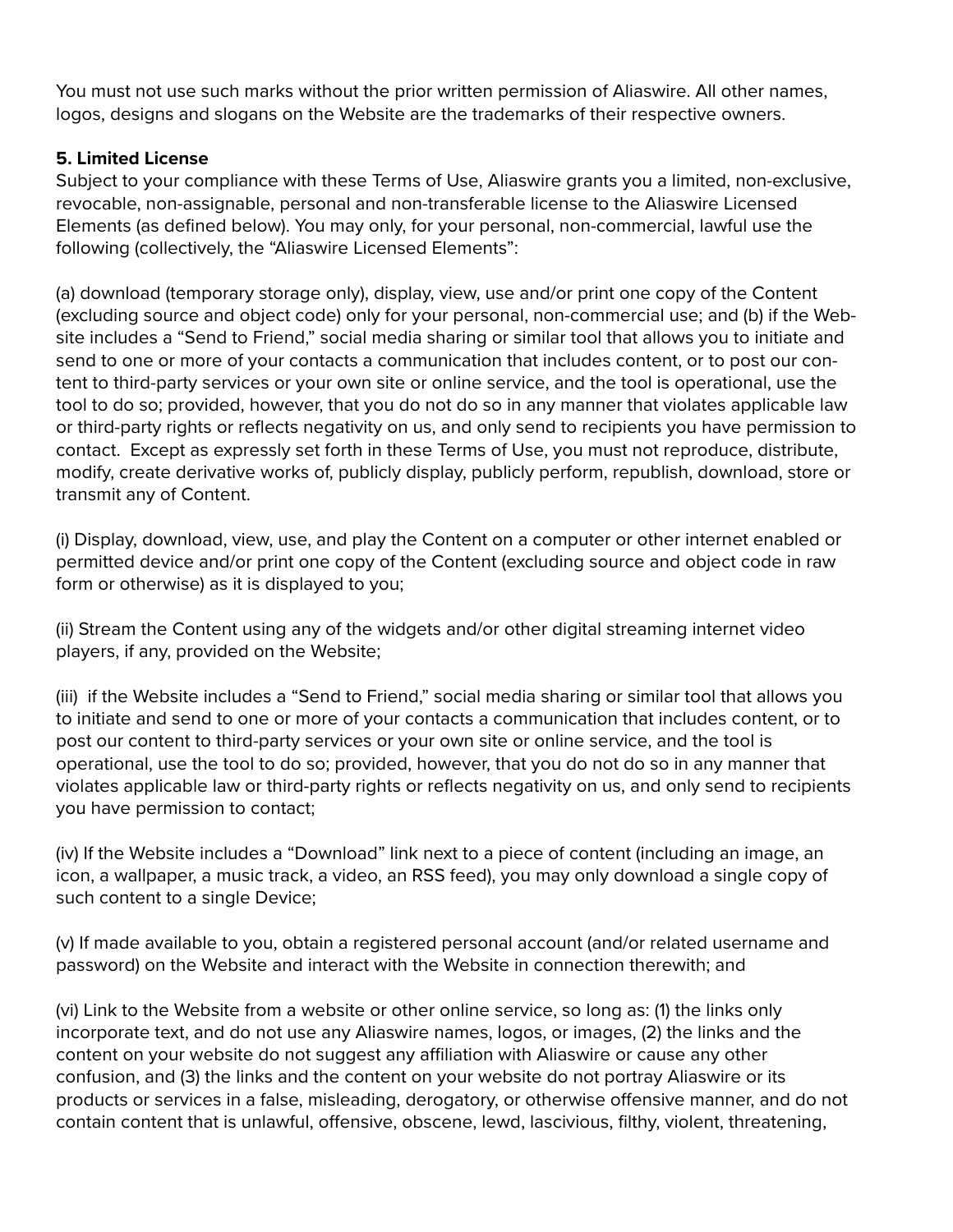You must not use such marks without the prior written permission of Aliaswire. All other names, logos, designs and slogans on the Website are the trademarks of their respective owners.

**5. Limited License**
Subject to your compliance with these Terms of Use, Aliaswire grants you a limited, non-exclusive, revocable, non-assignable, personal and non-transferable license to the Aliaswire Licensed Elements (as defined below). You may only, for your personal, non-commercial, lawful use the following (collectively, the "Aliaswire Licensed Elements":

(a) download (temporary storage only), display, view, use and/or print one copy of the Content (excluding source and object code) only for your personal, non-commercial use; and (b) if the Website includes a "Send to Friend," social media sharing or similar tool that allows you to initiate and send to one or more of your contacts a communication that includes content, or to post our content to third-party services or your own site or online service, and the tool is operational, use the tool to do so; provided, however, that you do not do so in any manner that violates applicable law or third-party rights or reflects negativity on us, and only send to recipients you have permission to contact. Except as expressly set forth in these Terms of Use, you must not reproduce, distribute, modify, create derivative works of, publicly display, publicly perform, republish, download, store or transmit any of Content.

(i) Display, download, view, use, and play the Content on a computer or other internet enabled or permitted device and/or print one copy of the Content (excluding source and object code in raw form or otherwise) as it is displayed to you;

(ii) Stream the Content using any of the widgets and/or other digital streaming internet video players, if any, provided on the Website;

(iii) if the Website includes a "Send to Friend," social media sharing or similar tool that allows you to initiate and send to one or more of your contacts a communication that includes content, or to post our content to third-party services or your own site or online service, and the tool is operational, use the tool to do so; provided, however, that you do not do so in any manner that violates applicable law or third-party rights or reflects negativity on us, and only send to recipients you have permission to contact;

(iv) If the Website includes a "Download" link next to a piece of content (including an image, an icon, a wallpaper, a music track, a video, an RSS feed), you may only download a single copy of such content to a single Device;

(v) If made available to you, obtain a registered personal account (and/or related username and password) on the Website and interact with the Website in connection therewith; and

(vi) Link to the Website from a website or other online service, so long as: (1) the links only incorporate text, and do not use any Aliaswire names, logos, or images, (2) the links and the content on your website do not suggest any affiliation with Aliaswire or cause any other confusion, and (3) the links and the content on your website do not portray Aliaswire or its products or services in a false, misleading, derogatory, or otherwise offensive manner, and do not contain content that is unlawful, offensive, obscene, lewd, lascivious, filthy, violent, threatening,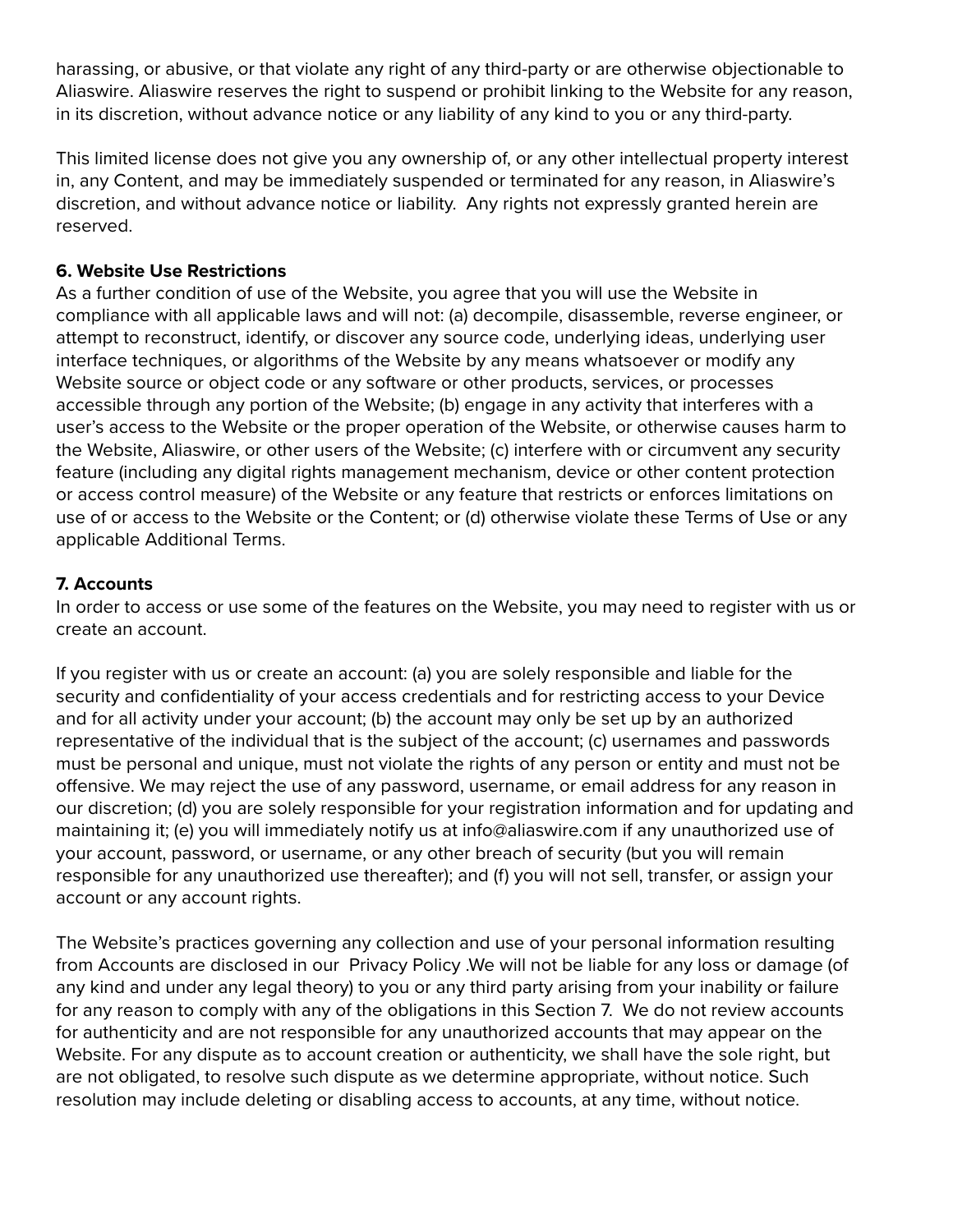harassing, or abusive, or that violate any right of any third-party or are otherwise objectionable to Aliaswire. Aliaswire reserves the right to suspend or prohibit linking to the Website for any reason, in its discretion, without advance notice or any liability of any kind to you or any third-party.

This limited license does not give you any ownership of, or any other intellectual property interest in, any Content, and may be immediately suspended or terminated for any reason, in Aliaswire's discretion, and without advance notice or liability. Any rights not expressly granted herein are reserved.

**6. Website Use Restrictions**

As a further condition of use of the Website, you agree that you will use the Website in compliance with all applicable laws and will not: (a) decompile, disassemble, reverse engineer, or attempt to reconstruct, identify, or discover any source code, underlying ideas, underlying user interface techniques, or algorithms of the Website by any means whatsoever or modify any Website source or object code or any software or other products, services, or processes accessible through any portion of the Website; (b) engage in any activity that interferes with a user's access to the Website or the proper operation of the Website, or otherwise causes harm to the Website, Aliaswire, or other users of the Website; (c) interfere with or circumvent any security feature (including any digital rights management mechanism, device or other content protection or access control measure) of the Website or any feature that restricts or enforces limitations on use of or access to the Website or the Content; or (d) otherwise violate these Terms of Use or any applicable Additional Terms.

**7. Accounts**

In order to access or use some of the features on the Website, you may need to register with us or create an account.

If you register with us or create an account: (a) you are solely responsible and liable for the security and confidentiality of your access credentials and for restricting access to your Device and for all activity under your account; (b) the account may only be set up by an authorized representative of the individual that is the subject of the account; (c) usernames and passwords must be personal and unique, must not violate the rights of any person or entity and must not be offensive. We may reject the use of any password, username, or email address for any reason in our discretion; (d) you are solely responsible for your registration information and for updating and maintaining it; (e) you will immediately notify us at info@aliaswire.com if any unauthorized use of your account, password, or username, or any other breach of security (but you will remain responsible for any unauthorized use thereafter); and (f) you will not sell, transfer, or assign your account or any account rights.

The Website's practices governing any collection and use of your personal information resulting from Accounts are disclosed in our Privacy Policy .We will not be liable for any loss or damage (of any kind and under any legal theory) to you or any third party arising from your inability or failure for any reason to comply with any of the obligations in this Section 7. We do not review accounts for authenticity and are not responsible for any unauthorized accounts that may appear on the Website. For any dispute as to account creation or authenticity, we shall have the sole right, but are not obligated, to resolve such dispute as we determine appropriate, without notice. Such resolution may include deleting or disabling access to accounts, at any time, without notice.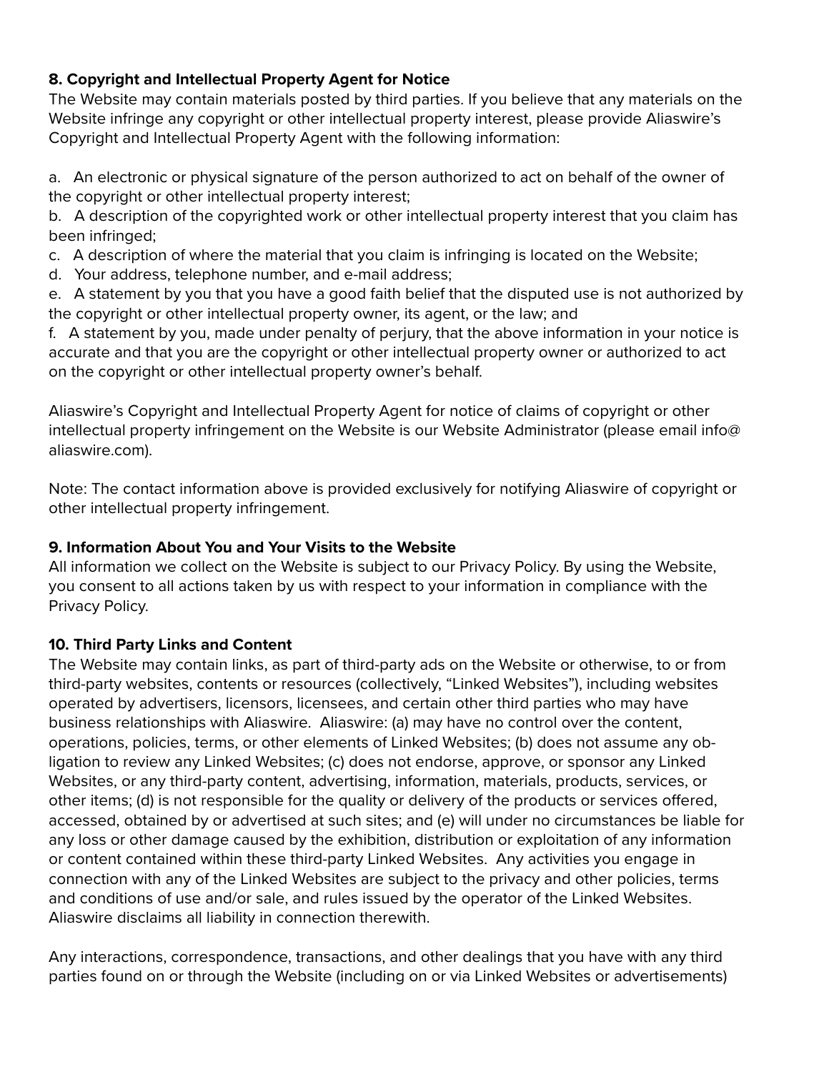**8. Copyright and Intellectual Property Agent for Notice**

The Website may contain materials posted by third parties. If you believe that any materials on the Website infringe any copyright or other intellectual property interest, please provide Aliaswire's Copyright and Intellectual Property Agent with the following information:

a. An electronic or physical signature of the person authorized to act on behalf of the owner of the copyright or other intellectual property interest;

b. A description of the copyrighted work or other intellectual property interest that you claim has been infringed;

c. A description of where the material that you claim is infringing is located on the Website;

d. Your address, telephone number, and e-mail address;

e. A statement by you that you have a good faith belief that the disputed use is not authorized by the copyright or other intellectual property owner, its agent, or the law; and

f. A statement by you, made under penalty of perjury, that the above information in your notice is accurate and that you are the copyright or other intellectual property owner or authorized to act on the copyright or other intellectual property owner's behalf.

Aliaswire's Copyright and Intellectual Property Agent for notice of claims of copyright or other intellectual property infringement on the Website is our Website Administrator (please email info@aliaswire.com).

Note: The contact information above is provided exclusively for notifying Aliaswire of copyright or other intellectual property infringement.

**9. Information About You and Your Visits to the Website**

All information we collect on the Website is subject to our Privacy Policy. By using the Website, you consent to all actions taken by us with respect to your information in compliance with the Privacy Policy.

**10. Third Party Links and Content**

The Website may contain links, as part of third-party ads on the Website or otherwise, to or from third-party websites, contents or resources (collectively, "Linked Websites"), including websites operated by advertisers, licensors, licensees, and certain other third parties who may have business relationships with Aliaswire. Aliaswire: (a) may have no control over the content, operations, policies, terms, or other elements of Linked Websites; (b) does not assume any obligation to review any Linked Websites; (c) does not endorse, approve, or sponsor any Linked Websites, or any third-party content, advertising, information, materials, products, services, or other items; (d) is not responsible for the quality or delivery of the products or services offered, accessed, obtained by or advertised at such sites; and (e) will under no circumstances be liable for any loss or other damage caused by the exhibition, distribution or exploitation of any information or content contained within these third-party Linked Websites. Any activities you engage in connection with any of the Linked Websites are subject to the privacy and other policies, terms and conditions of use and/or sale, and rules issued by the operator of the Linked Websites. Aliaswire disclaims all liability in connection therewith.

Any interactions, correspondence, transactions, and other dealings that you have with any third parties found on or through the Website (including on or via Linked Websites or advertisements)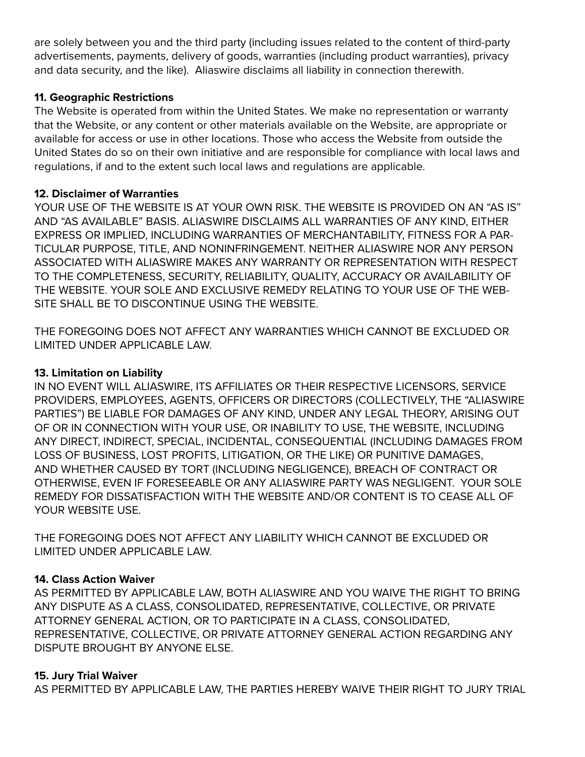are solely between you and the third party (including issues related to the content of third-party advertisements, payments, delivery of goods, warranties (including product warranties), privacy and data security, and the like). Aliaswire disclaims all liability in connection therewith.

**11. Geographic Restrictions**

The Website is operated from within the United States. We make no representation or warranty that the Website, or any content or other materials available on the Website, are appropriate or available for access or use in other locations. Those who access the Website from outside the United States do so on their own initiative and are responsible for compliance with local laws and regulations, if and to the extent such local laws and regulations are applicable.

**12. Disclaimer of Warranties**

YOUR USE OF THE WEBSITE IS AT YOUR OWN RISK. THE WEBSITE IS PROVIDED ON AN "AS IS" AND "AS AVAILABLE" BASIS. ALIASWIRE DISCLAIMS ALL WARRANTIES OF ANY KIND, EITHER EXPRESS OR IMPLIED, INCLUDING WARRANTIES OF MERCHANTABILITY, FITNESS FOR A PARTICULAR PURPOSE, TITLE, AND NONINFRINGEMENT. NEITHER ALIASWIRE NOR ANY PERSON ASSOCIATED WITH ALIASWIRE MAKES ANY WARRANTY OR REPRESENTATION WITH RESPECT TO THE COMPLETENESS, SECURITY, RELIABILITY, QUALITY, ACCURACY OR AVAILABILITY OF THE WEBSITE. YOUR SOLE AND EXCLUSIVE REMEDY RELATING TO YOUR USE OF THE WEBSITE SHALL BE TO DISCONTINUE USING THE WEBSITE.

THE FOREGOING DOES NOT AFFECT ANY WARRANTIES WHICH CANNOT BE EXCLUDED OR LIMITED UNDER APPLICABLE LAW.

**13. Limitation on Liability**

IN NO EVENT WILL ALIASWIRE, ITS AFFILIATES OR THEIR RESPECTIVE LICENSORS, SERVICE PROVIDERS, EMPLOYEES, AGENTS, OFFICERS OR DIRECTORS (COLLECTIVELY, THE "ALIASWIRE PARTIES") BE LIABLE FOR DAMAGES OF ANY KIND, UNDER ANY LEGAL THEORY, ARISING OUT OF OR IN CONNECTION WITH YOUR USE, OR INABILITY TO USE, THE WEBSITE, INCLUDING ANY DIRECT, INDIRECT, SPECIAL, INCIDENTAL, CONSEQUENTIAL (INCLUDING DAMAGES FROM LOSS OF BUSINESS, LOST PROFITS, LITIGATION, OR THE LIKE) OR PUNITIVE DAMAGES, AND WHETHER CAUSED BY TORT (INCLUDING NEGLIGENCE), BREACH OF CONTRACT OR OTHERWISE, EVEN IF FORESEEABLE OR ANY ALIASWIRE PARTY WAS NEGLIGENT. YOUR SOLE REMEDY FOR DISSATISFACTION WITH THE WEBSITE AND/OR CONTENT IS TO CEASE ALL OF YOUR WEBSITE USE.

THE FOREGOING DOES NOT AFFECT ANY LIABILITY WHICH CANNOT BE EXCLUDED OR LIMITED UNDER APPLICABLE LAW.

**14. Class Action Waiver**

AS PERMITTED BY APPLICABLE LAW, BOTH ALIASWIRE AND YOU WAIVE THE RIGHT TO BRING ANY DISPUTE AS A CLASS, CONSOLIDATED, REPRESENTATIVE, COLLECTIVE, OR PRIVATE ATTORNEY GENERAL ACTION, OR TO PARTICIPATE IN A CLASS, CONSOLIDATED, REPRESENTATIVE, COLLECTIVE, OR PRIVATE ATTORNEY GENERAL ACTION REGARDING ANY DISPUTE BROUGHT BY ANYONE ELSE.

**15. Jury Trial Waiver**

AS PERMITTED BY APPLICABLE LAW, THE PARTIES HEREBY WAIVE THEIR RIGHT TO JURY TRIAL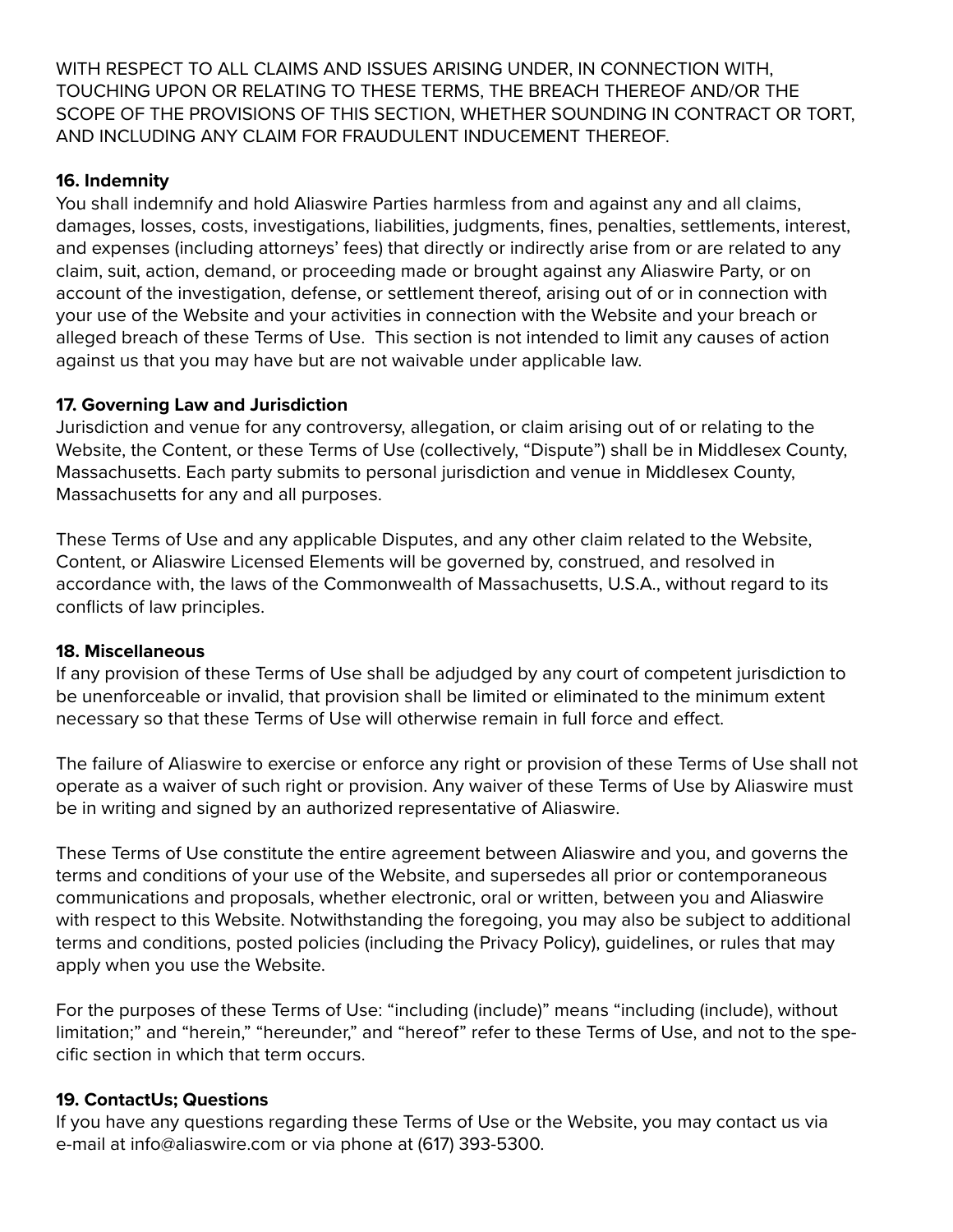WITH RESPECT TO ALL CLAIMS AND ISSUES ARISING UNDER, IN CONNECTION WITH, TOUCHING UPON OR RELATING TO THESE TERMS, THE BREACH THEREOF AND/OR THE SCOPE OF THE PROVISIONS OF THIS SECTION, WHETHER SOUNDING IN CONTRACT OR TORT, AND INCLUDING ANY CLAIM FOR FRAUDULENT INDUCEMENT THEREOF.

**16. Indemnity**

You shall indemnify and hold Aliaswire Parties harmless from and against any and all claims, damages, losses, costs, investigations, liabilities, judgments, fines, penalties, settlements, interest, and expenses (including attorneys' fees) that directly or indirectly arise from or are related to any claim, suit, action, demand, or proceeding made or brought against any Aliaswire Party, or on account of the investigation, defense, or settlement thereof, arising out of or in connection with your use of the Website and your activities in connection with the Website and your breach or alleged breach of these Terms of Use. This section is not intended to limit any causes of action against us that you may have but are not waivable under applicable law.

**17. Governing Law and Jurisdiction**

Jurisdiction and venue for any controversy, allegation, or claim arising out of or relating to the Website, the Content, or these Terms of Use (collectively, "Dispute") shall be in Middlesex County, Massachusetts. Each party submits to personal jurisdiction and venue in Middlesex County, Massachusetts for any and all purposes.

These Terms of Use and any applicable Disputes, and any other claim related to the Website, Content, or Aliaswire Licensed Elements will be governed by, construed, and resolved in accordance with, the laws of the Commonwealth of Massachusetts, U.S.A., without regard to its conflicts of law principles.

**18. Miscellaneous**

If any provision of these Terms of Use shall be adjudged by any court of competent jurisdiction to be unenforceable or invalid, that provision shall be limited or eliminated to the minimum extent necessary so that these Terms of Use will otherwise remain in full force and effect.

The failure of Aliaswire to exercise or enforce any right or provision of these Terms of Use shall not operate as a waiver of such right or provision. Any waiver of these Terms of Use by Aliaswire must be in writing and signed by an authorized representative of Aliaswire.

These Terms of Use constitute the entire agreement between Aliaswire and you, and governs the terms and conditions of your use of the Website, and supersedes all prior or contemporaneous communications and proposals, whether electronic, oral or written, between you and Aliaswire with respect to this Website. Notwithstanding the foregoing, you may also be subject to additional terms and conditions, posted policies (including the Privacy Policy), guidelines, or rules that may apply when you use the Website.

For the purposes of these Terms of Use: "including (include)" means "including (include), without limitation;" and "herein," "hereunder," and "hereof" refer to these Terms of Use, and not to the specific section in which that term occurs.

**19. ContactUs; Questions**

If you have any questions regarding these Terms of Use or the Website, you may contact us via e-mail at info@aliaswire.com or via phone at (617) 393-5300.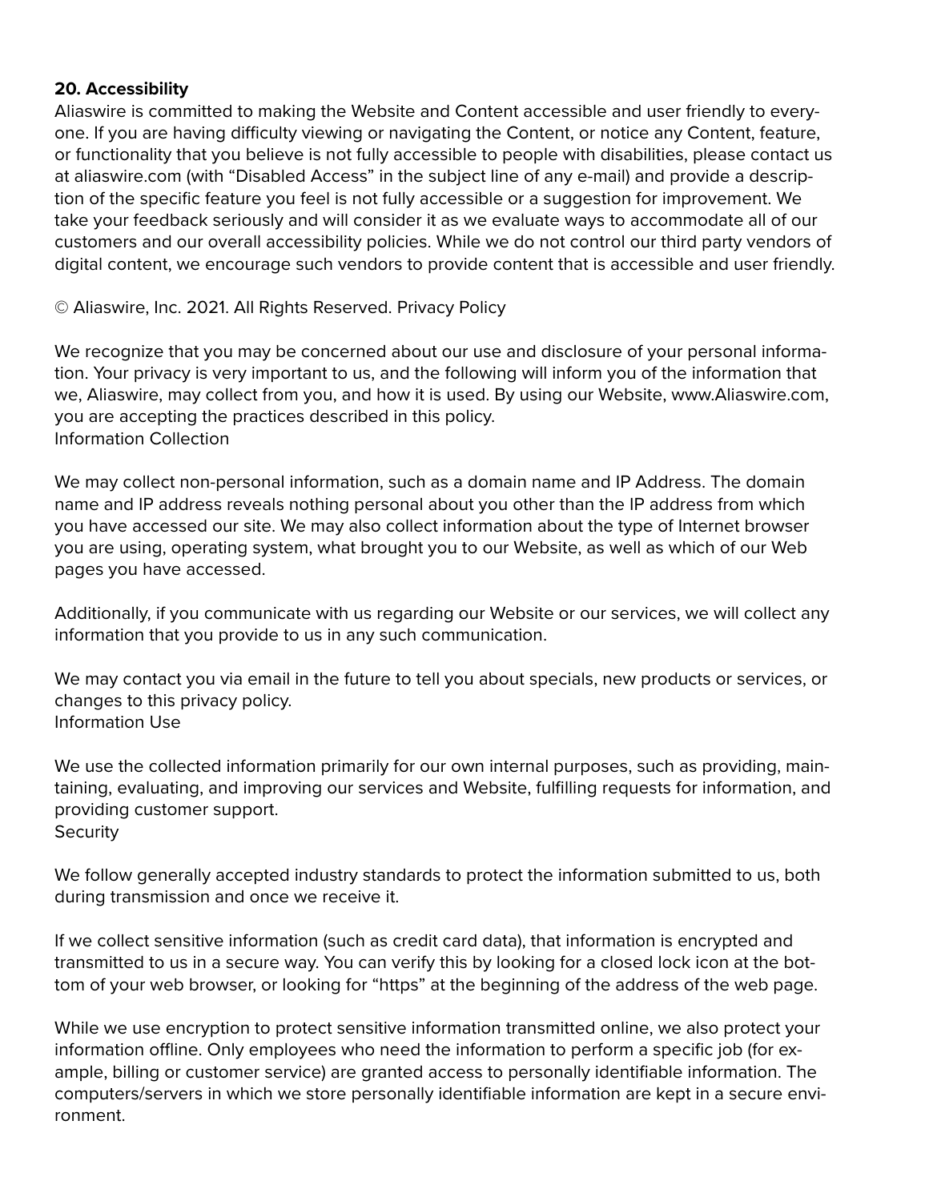**20. Accessibility**

Aliaswire is committed to making the Website and Content accessible and user friendly to everyone. If you are having difficulty viewing or navigating the Content, or notice any Content, feature, or functionality that you believe is not fully accessible to people with disabilities, please contact us at aliaswire.com (with "Disabled Access" in the subject line of any e-mail) and provide a description of the specific feature you feel is not fully accessible or a suggestion for improvement. We take your feedback seriously and will consider it as we evaluate ways to accommodate all of our customers and our overall accessibility policies. While we do not control our third party vendors of digital content, we encourage such vendors to provide content that is accessible and user friendly.

© Aliaswire, Inc. 2021. All Rights Reserved. Privacy Policy

We recognize that you may be concerned about our use and disclosure of your personal information. Your privacy is very important to us, and the following will inform you of the information that we, Aliaswire, may collect from you, and how it is used. By using our Website, www.Aliaswire.com, you are accepting the practices described in this policy.

Information Collection

We may collect non-personal information, such as a domain name and IP Address. The domain name and IP address reveals nothing personal about you other than the IP address from which you have accessed our site. We may also collect information about the type of Internet browser you are using, operating system, what brought you to our Website, as well as which of our Web pages you have accessed.

Additionally, if you communicate with us regarding our Website or our services, we will collect any information that you provide to us in any such communication.

We may contact you via email in the future to tell you about specials, new products or services, or changes to this privacy policy.

Information Use

We use the collected information primarily for our own internal purposes, such as providing, maintaining, evaluating, and improving our services and Website, fulfilling requests for information, and providing customer support.

Security

We follow generally accepted industry standards to protect the information submitted to us, both during transmission and once we receive it.

If we collect sensitive information (such as credit card data), that information is encrypted and transmitted to us in a secure way. You can verify this by looking for a closed lock icon at the bottom of your web browser, or looking for "https" at the beginning of the address of the web page.

While we use encryption to protect sensitive information transmitted online, we also protect your information offline. Only employees who need the information to perform a specific job (for example, billing or customer service) are granted access to personally identifiable information. The computers/servers in which we store personally identifiable information are kept in a secure environment.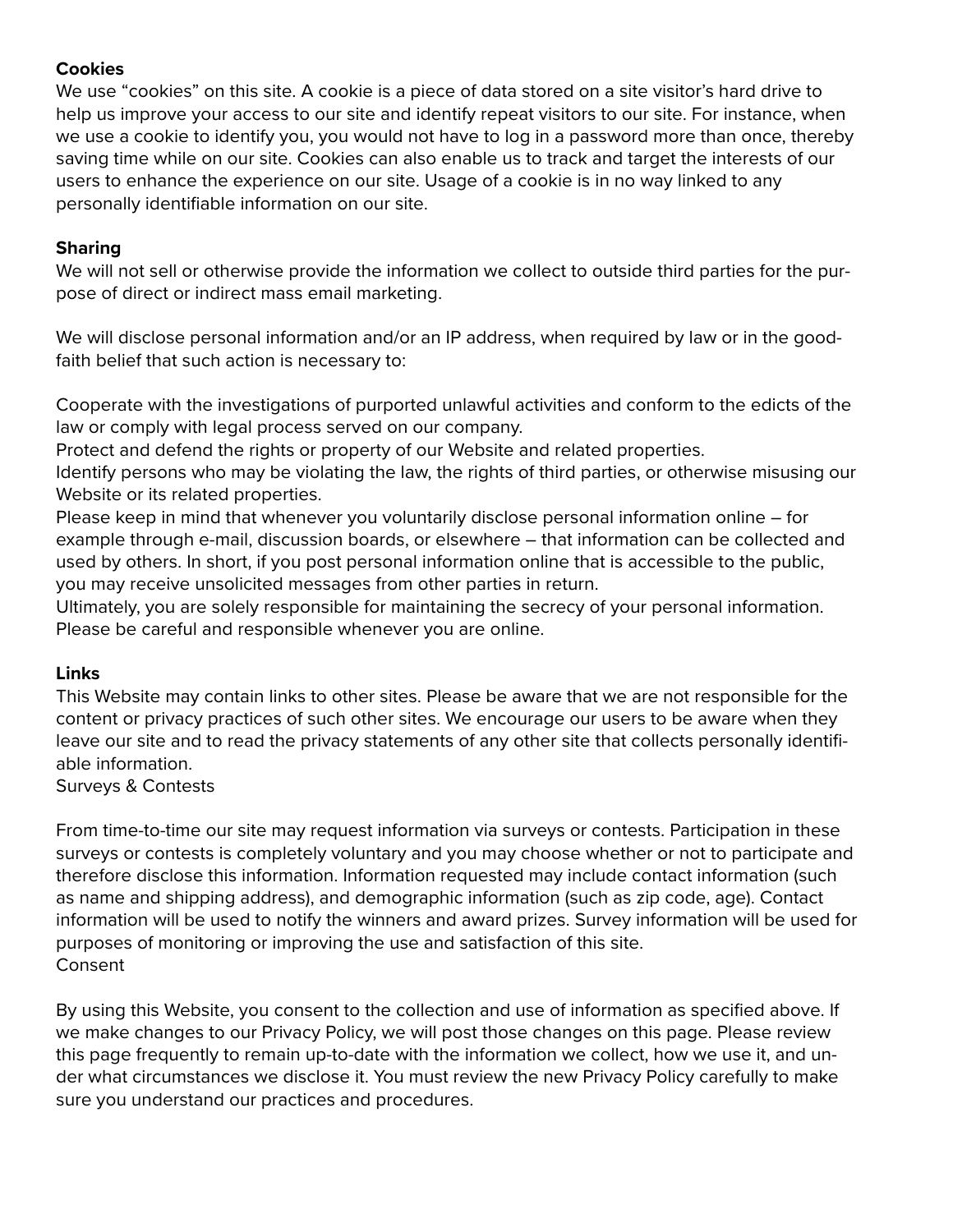**Cookies**

We use “cookies” on this site. A cookie is a piece of data stored on a site visitor’s hard drive to help us improve your access to our site and identify repeat visitors to our site. For instance, when we use a cookie to identify you, you would not have to log in a password more than once, thereby saving time while on our site. Cookies can also enable us to track and target the interests of our users to enhance the experience on our site. Usage of a cookie is in no way linked to any personally identifiable information on our site.

**Sharing**

We will not sell or otherwise provide the information we collect to outside third parties for the purpose of direct or indirect mass email marketing.

We will disclose personal information and/or an IP address, when required by law or in the good-faith belief that such action is necessary to:

Cooperate with the investigations of purported unlawful activities and conform to the edicts of the law or comply with legal process served on our company.
Protect and defend the rights or property of our Website and related properties.
Identify persons who may be violating the law, the rights of third parties, or otherwise misusing our Website or its related properties.
Please keep in mind that whenever you voluntarily disclose personal information online – for example through e-mail, discussion boards, or elsewhere – that information can be collected and used by others. In short, if you post personal information online that is accessible to the public, you may receive unsolicited messages from other parties in return.
Ultimately, you are solely responsible for maintaining the secrecy of your personal information. Please be careful and responsible whenever you are online.

**Links**

This Website may contain links to other sites. Please be aware that we are not responsible for the content or privacy practices of such other sites. We encourage our users to be aware when they leave our site and to read the privacy statements of any other site that collects personally identifiable information.
Surveys & Contests

From time-to-time our site may request information via surveys or contests. Participation in these surveys or contests is completely voluntary and you may choose whether or not to participate and therefore disclose this information. Information requested may include contact information (such as name and shipping address), and demographic information (such as zip code, age). Contact information will be used to notify the winners and award prizes. Survey information will be used for purposes of monitoring or improving the use and satisfaction of this site.
Consent

By using this Website, you consent to the collection and use of information as specified above. If we make changes to our Privacy Policy, we will post those changes on this page. Please review this page frequently to remain up-to-date with the information we collect, how we use it, and under what circumstances we disclose it. You must review the new Privacy Policy carefully to make sure you understand our practices and procedures.